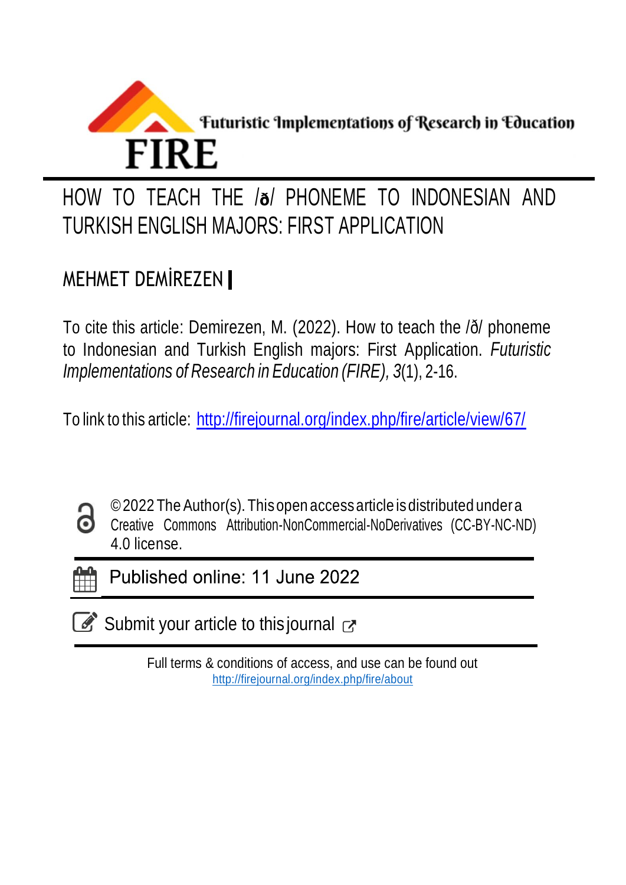Futuristic Implementations of Research in Education

FIRE

# HOW TO TEACH THE /ð/ PHONEME TO INDONESIAN AND TURKISH ENGLISH MAJORS: FIRST APPLICATION

MEHMET DEMİREZEN

To cite this article: Demirezen, M. (2022). How to teach the /ð/ phoneme to Indonesian and Turkish English majors: First Application. *Futuristic Implementations of Research in Education (FIRE), 3*(1), 2-16.

To link to this article: http://firejournal.org/index.php/fire/article/view/67/

© 2022 The Author(s). This open access article is distributed under a Creative Commons Attribution-NonCommercial-NoDerivatives (CC-BY-NC-ND) 4.0 license.

Published online: 11 June 2022

Submit your article to this journal

Full terms & conditions of access, and use can be found out http://firejournal.org/index.php/fire/about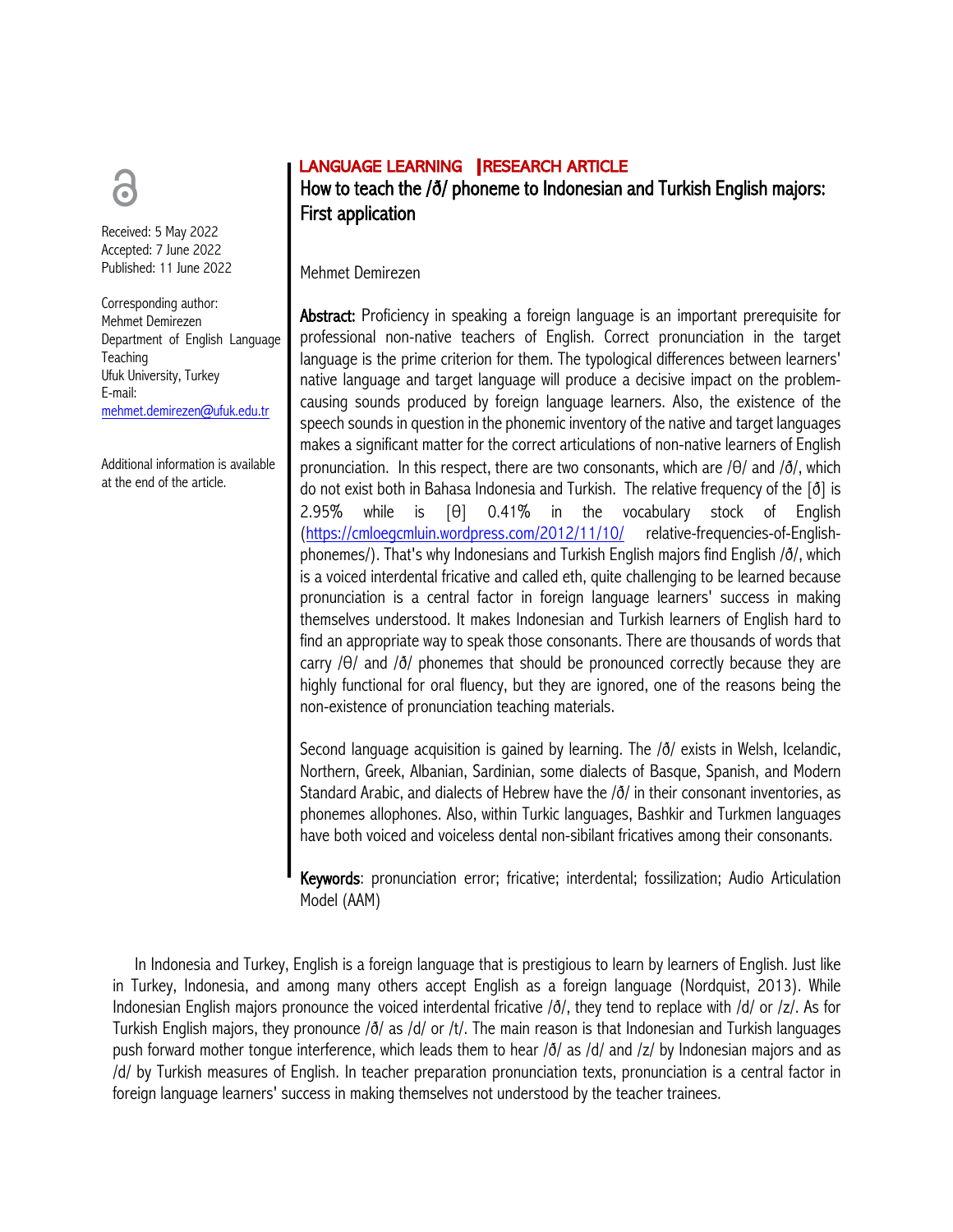LANGUAGE LEARNING | RESEARCH ARTICLE

# How to teach the /ð/ phoneme to Indonesian and Turkish English majors: First application

Received: 5 May 2022
Accepted: 7 June 2022
Published: 11 June 2022

Corresponding author:
Mehmet Demirezen
Department of English Language Teaching
Ufuk University, Turkey
E-mail:
mehmet.demirezen@ufuk.edu.tr

Additional information is available at the end of the article.

Mehmet Demirezen

**Abstract:** Proficiency in speaking a foreign language is an important prerequisite for professional non-native teachers of English. Correct pronunciation in the target language is the prime criterion for them. The typological differences between learners' native language and target language will produce a decisive impact on the problem-causing sounds produced by foreign language learners. Also, the existence of the speech sounds in question in the phonemic inventory of the native and target languages makes a significant matter for the correct articulations of non-native learners of English pronunciation. In this respect, there are two consonants, which are /θ/ and /ð/, which do not exist both in Bahasa Indonesia and Turkish. The relative frequency of the [ð] is 2.95% while is [θ] 0.41% in the vocabulary stock of English (https://cmloegcmluin.wordpress.com/2012/11/10/ relative-frequencies-of-English-phonemes/). That's why Indonesians and Turkish English majors find English /ð/, which is a voiced interdental fricative and called eth, quite challenging to be learned because pronunciation is a central factor in foreign language learners' success in making themselves understood. It makes Indonesian and Turkish learners of English hard to find an appropriate way to speak those consonants. There are thousands of words that carry /θ/ and /ð/ phonemes that should be pronounced correctly because they are highly functional for oral fluency, but they are ignored, one of the reasons being the non-existence of pronunciation teaching materials.

Second language acquisition is gained by learning. The /ð/ exists in Welsh, Icelandic, Northern, Greek, Albanian, Sardinian, some dialects of Basque, Spanish, and Modern Standard Arabic, and dialects of Hebrew have the /ð/ in their consonant inventories, as phonemes allophones. Also, within Turkic languages, Bashkir and Turkmen languages have both voiced and voiceless dental non-sibilant fricatives among their consonants.

**Keywords**: pronunciation error; fricative; interdental; fossilization; Audio Articulation Model (AAM)

In Indonesia and Turkey, English is a foreign language that is prestigious to learn by learners of English. Just like in Turkey, Indonesia, and among many others accept English as a foreign language (Nordquist, 2013). While Indonesian English majors pronounce the voiced interdental fricative /ð/, they tend to replace with /d/ or /z/. As for Turkish English majors, they pronounce /ð/ as /d/ or /t/. The main reason is that Indonesian and Turkish languages push forward mother tongue interference, which leads them to hear /ð/ as /d/ and /z/ by Indonesian majors and as /d/ by Turkish measures of English. In teacher preparation pronunciation texts, pronunciation is a central factor in foreign language learners' success in making themselves not understood by the teacher trainees.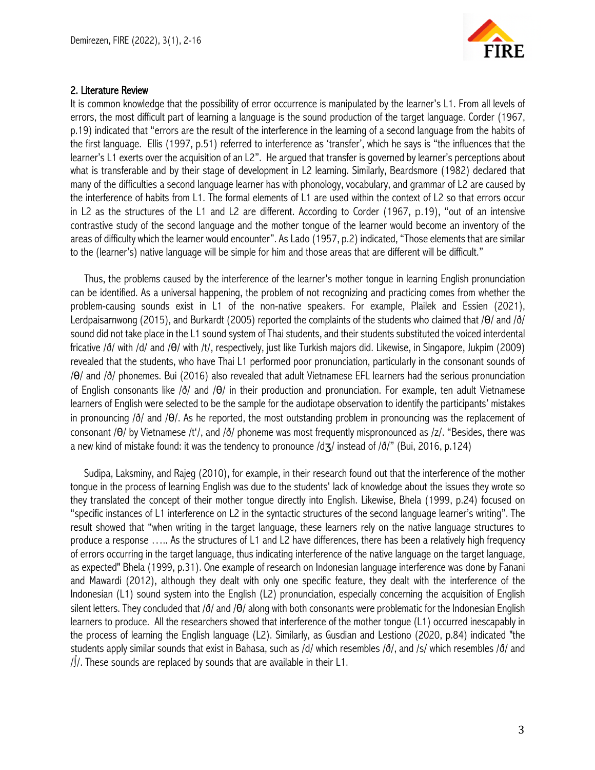## 2. Literature Review

It is common knowledge that the possibility of error occurrence is manipulated by the learner's L1. From all levels of errors, the most difficult part of learning a language is the sound production of the target language. Corder (1967, p.19) indicated that "errors are the result of the interference in the learning of a second language from the habits of the first language. Ellis (1997, p.51) referred to interference as 'transfer', which he says is "the influences that the learner's L1 exerts over the acquisition of an L2". He argued that transfer is governed by learner's perceptions about what is transferable and by their stage of development in L2 learning. Similarly, Beardsmore (1982) declared that many of the difficulties a second language learner has with phonology, vocabulary, and grammar of L2 are caused by the interference of habits from L1. The formal elements of L1 are used within the context of L2 so that errors occur in L2 as the structures of the L1 and L2 are different. According to Corder (1967, p.19), "out of an intensive contrastive study of the second language and the mother tongue of the learner would become an inventory of the areas of difficulty which the learner would encounter". As Lado (1957, p.2) indicated, "Those elements that are similar to the (learner's) native language will be simple for him and those areas that are different will be difficult."

Thus, the problems caused by the interference of the learner's mother tongue in learning English pronunciation can be identified. As a universal happening, the problem of not recognizing and practicing comes from whether the problem-causing sounds exist in L1 of the non-native speakers. For example, Plailek and Essien (2021), Lerdpaisarnwong (2015), and Burkardt (2005) reported the complaints of the students who claimed that /θ/ and /ð/ sound did not take place in the L1 sound system of Thai students, and their students substituted the voiced interdental fricative /ð/ with /d/ and /θ/ with /t/, respectively, just like Turkish majors did. Likewise, in Singapore, Jukpim (2009) revealed that the students, who have Thai L1 performed poor pronunciation, particularly in the consonant sounds of /θ/ and /ð/ phonemes. Bui (2016) also revealed that adult Vietnamese EFL learners had the serious pronunciation of English consonants like /ð/ and /θ/ in their production and pronunciation. For example, ten adult Vietnamese learners of English were selected to be the sample for the audiotape observation to identify the participants' mistakes in pronouncing /ð/ and /θ/. As he reported, the most outstanding problem in pronouncing was the replacement of consonant /θ/ by Vietnamese /t'/, and /ð/ phoneme was most frequently mispronounced as /z/. "Besides, there was a new kind of mistake found: it was the tendency to pronounce /dʒ/ instead of /ð/" (Bui, 2016, p.124)

Sudipa, Laksminy, and Rajeg (2010), for example, in their research found out that the interference of the mother tongue in the process of learning English was due to the students' lack of knowledge about the issues they wrote so they translated the concept of their mother tongue directly into English. Likewise, Bhela (1999, p.24) focused on "specific instances of L1 interference on L2 in the syntactic structures of the second language learner's writing". The result showed that "when writing in the target language, these learners rely on the native language structures to produce a response ….. As the structures of L1 and L2 have differences, there has been a relatively high frequency of errors occurring in the target language, thus indicating interference of the native language on the target language, as expected" Bhela (1999, p.31). One example of research on Indonesian language interference was done by Fanani and Mawardi (2012), although they dealt with only one specific feature, they dealt with the interference of the Indonesian (L1) sound system into the English (L2) pronunciation, especially concerning the acquisition of English silent letters. They concluded that /ð/ and /θ/ along with both consonants were problematic for the Indonesian English learners to produce. All the researchers showed that interference of the mother tongue (L1) occurred inescapably in the process of learning the English language (L2). Similarly, as Gusdian and Lestiono (2020, p.84) indicated "the students apply similar sounds that exist in Bahasa, such as /d/ which resembles /ð/, and /s/ which resembles /ð/ and /ʃ/. These sounds are replaced by sounds that are available in their L1.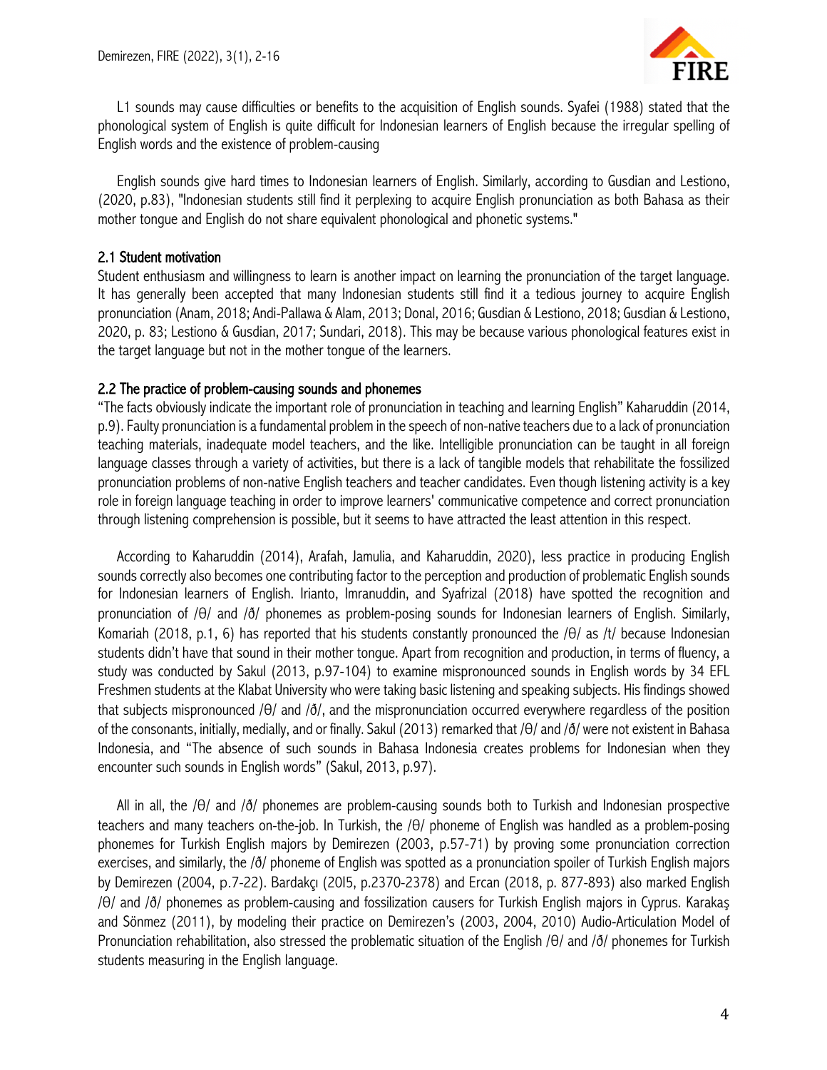L1 sounds may cause difficulties or benefits to the acquisition of English sounds. Syafei (1988) stated that the phonological system of English is quite difficult for Indonesian learners of English because the irregular spelling of English words and the existence of problem-causing

English sounds give hard times to Indonesian learners of English. Similarly, according to Gusdian and Lestiono, (2020, p.83), "Indonesian students still find it perplexing to acquire English pronunciation as both Bahasa as their mother tongue and English do not share equivalent phonological and phonetic systems."

## 2.1 Student motivation

Student enthusiasm and willingness to learn is another impact on learning the pronunciation of the target language. It has generally been accepted that many Indonesian students still find it a tedious journey to acquire English pronunciation (Anam, 2018; Andi-Pallawa & Alam, 2013; Donal, 2016; Gusdian & Lestiono, 2018; Gusdian & Lestiono, 2020, p. 83; Lestiono & Gusdian, 2017; Sundari, 2018). This may be because various phonological features exist in the target language but not in the mother tongue of the learners.

## 2.2 The practice of problem-causing sounds and phonemes

"The facts obviously indicate the important role of pronunciation in teaching and learning English" Kaharuddin (2014, p.9). Faulty pronunciation is a fundamental problem in the speech of non-native teachers due to a lack of pronunciation teaching materials, inadequate model teachers, and the like. Intelligible pronunciation can be taught in all foreign language classes through a variety of activities, but there is a lack of tangible models that rehabilitate the fossilized pronunciation problems of non-native English teachers and teacher candidates. Even though listening activity is a key role in foreign language teaching in order to improve learners' communicative competence and correct pronunciation through listening comprehension is possible, but it seems to have attracted the least attention in this respect.

According to Kaharuddin (2014), Arafah, Jamulia, and Kaharuddin, 2020), less practice in producing English sounds correctly also becomes one contributing factor to the perception and production of problematic English sounds for Indonesian learners of English. Irianto, Imranuddin, and Syafrizal (2018) have spotted the recognition and pronunciation of /θ/ and /ð/ phonemes as problem-posing sounds for Indonesian learners of English. Similarly, Komariah (2018, p.1, 6) has reported that his students constantly pronounced the /θ/ as /t/ because Indonesian students didn't have that sound in their mother tongue. Apart from recognition and production, in terms of fluency, a study was conducted by Sakul (2013, p.97-104) to examine mispronounced sounds in English words by 34 EFL Freshmen students at the Klabat University who were taking basic listening and speaking subjects. His findings showed that subjects mispronounced /θ/ and /ð/, and the mispronunciation occurred everywhere regardless of the position of the consonants, initially, medially, and or finally. Sakul (2013) remarked that /θ/ and /ð/ were not existent in Bahasa Indonesia, and "The absence of such sounds in Bahasa Indonesia creates problems for Indonesian when they encounter such sounds in English words" (Sakul, 2013, p.97).

All in all, the /θ/ and /ð/ phonemes are problem-causing sounds both to Turkish and Indonesian prospective teachers and many teachers on-the-job. In Turkish, the /θ/ phoneme of English was handled as a problem-posing phonemes for Turkish English majors by Demirezen (2003, p.57-71) by proving some pronunciation correction exercises, and similarly, the /ð/ phoneme of English was spotted as a pronunciation spoiler of Turkish English majors by Demirezen (2004, p.7-22). Bardakçı (2015, p.2370-2378) and Ercan (2018, p. 877-893) also marked English /θ/ and /ð/ phonemes as problem-causing and fossilization causers for Turkish English majors in Cyprus. Karakaş and Sönmez (2011), by modeling their practice on Demirezen's (2003, 2004, 2010) Audio-Articulation Model of Pronunciation rehabilitation, also stressed the problematic situation of the English /θ/ and /ð/ phonemes for Turkish students measuring in the English language.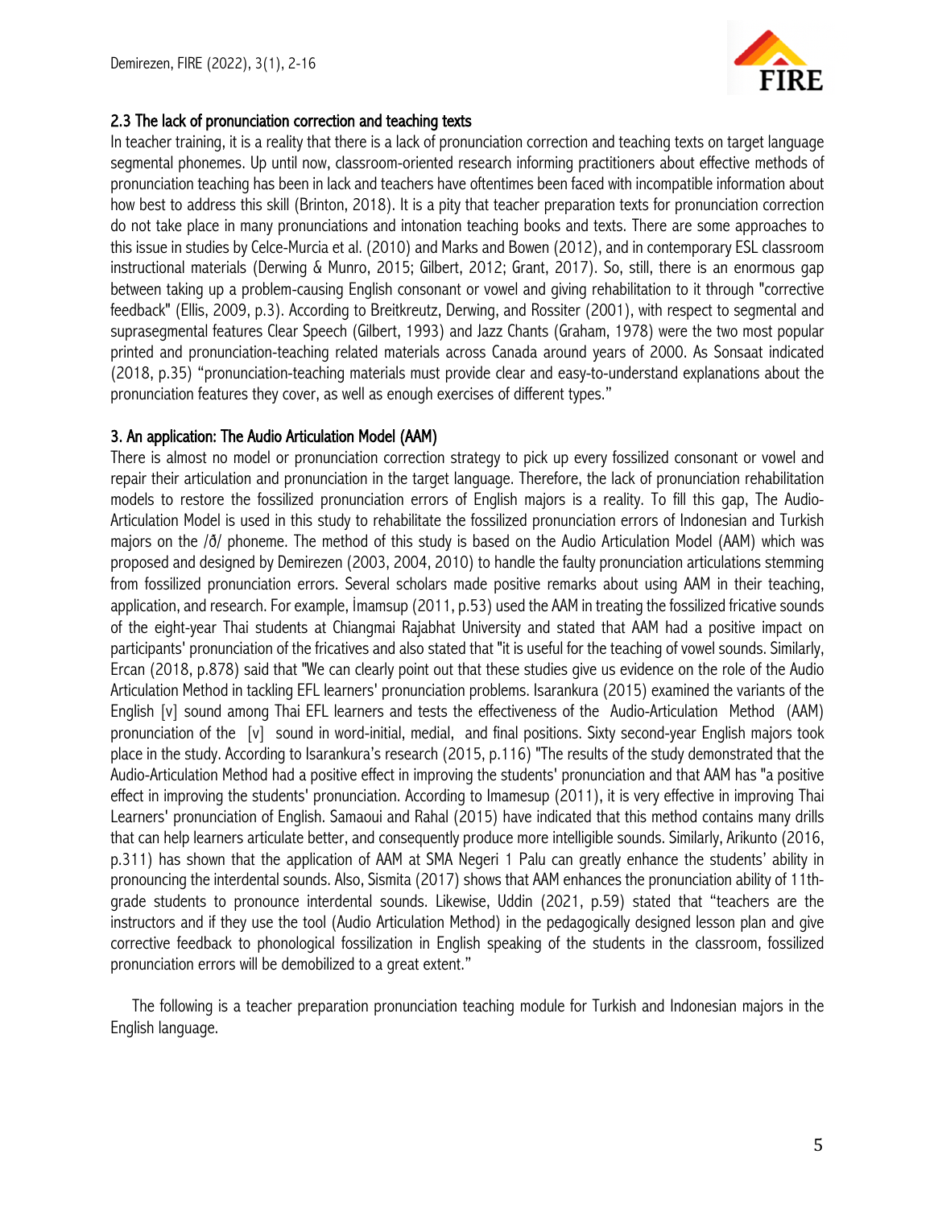### 2.3 The lack of pronunciation correction and teaching texts

In teacher training, it is a reality that there is a lack of pronunciation correction and teaching texts on target language segmental phonemes. Up until now, classroom-oriented research informing practitioners about effective methods of pronunciation teaching has been in lack and teachers have oftentimes been faced with incompatible information about how best to address this skill (Brinton, 2018). It is a pity that teacher preparation texts for pronunciation correction do not take place in many pronunciations and intonation teaching books and texts. There are some approaches to this issue in studies by Celce-Murcia et al. (2010) and Marks and Bowen (2012), and in contemporary ESL classroom instructional materials (Derwing & Munro, 2015; Gilbert, 2012; Grant, 2017). So, still, there is an enormous gap between taking up a problem-causing English consonant or vowel and giving rehabilitation to it through "corrective feedback" (Ellis, 2009, p.3). According to Breitkreutz, Derwing, and Rossiter (2001), with respect to segmental and suprasegmental features Clear Speech (Gilbert, 1993) and Jazz Chants (Graham, 1978) were the two most popular printed and pronunciation-teaching related materials across Canada around years of 2000. As Sonsaat indicated (2018, p.35) "pronunciation-teaching materials must provide clear and easy-to-understand explanations about the pronunciation features they cover, as well as enough exercises of different types."

## 3. An application: The Audio Articulation Model (AAM)

There is almost no model or pronunciation correction strategy to pick up every fossilized consonant or vowel and repair their articulation and pronunciation in the target language. Therefore, the lack of pronunciation rehabilitation models to restore the fossilized pronunciation errors of English majors is a reality. To fill this gap, The Audio-Articulation Model is used in this study to rehabilitate the fossilized pronunciation errors of Indonesian and Turkish majors on the /ð/ phoneme. The method of this study is based on the Audio Articulation Model (AAM) which was proposed and designed by Demirezen (2003, 2004, 2010) to handle the faulty pronunciation articulations stemming from fossilized pronunciation errors. Several scholars made positive remarks about using AAM in their teaching, application, and research. For example, İmamsup (2011, p.53) used the AAM in treating the fossilized fricative sounds of the eight-year Thai students at Chiangmai Rajabhat University and stated that AAM had a positive impact on participants' pronunciation of the fricatives and also stated that "it is useful for the teaching of vowel sounds. Similarly, Ercan (2018, p.878) said that "We can clearly point out that these studies give us evidence on the role of the Audio Articulation Method in tackling EFL learners' pronunciation problems. Isarankura (2015) examined the variants of the English [v] sound among Thai EFL learners and tests the effectiveness of the Audio-Articulation Method (AAM) pronunciation of the [v] sound in word-initial, medial, and final positions. Sixty second-year English majors took place in the study. According to Isarankura's research (2015, p.116) "The results of the study demonstrated that the Audio-Articulation Method had a positive effect in improving the students' pronunciation and that AAM has "a positive effect in improving the students' pronunciation. According to Imamesup (2011), it is very effective in improving Thai Learners' pronunciation of English. Samaoui and Rahal (2015) have indicated that this method contains many drills that can help learners articulate better, and consequently produce more intelligible sounds. Similarly, Arikunto (2016, p.311) has shown that the application of AAM at SMA Negeri 1 Palu can greatly enhance the students' ability in pronouncing the interdental sounds. Also, Sismita (2017) shows that AAM enhances the pronunciation ability of 11th-grade students to pronounce interdental sounds. Likewise, Uddin (2021, p.59) stated that "teachers are the instructors and if they use the tool (Audio Articulation Method) in the pedagogically designed lesson plan and give corrective feedback to phonological fossilization in English speaking of the students in the classroom, fossilized pronunciation errors will be demobilized to a great extent."

The following is a teacher preparation pronunciation teaching module for Turkish and Indonesian majors in the English language.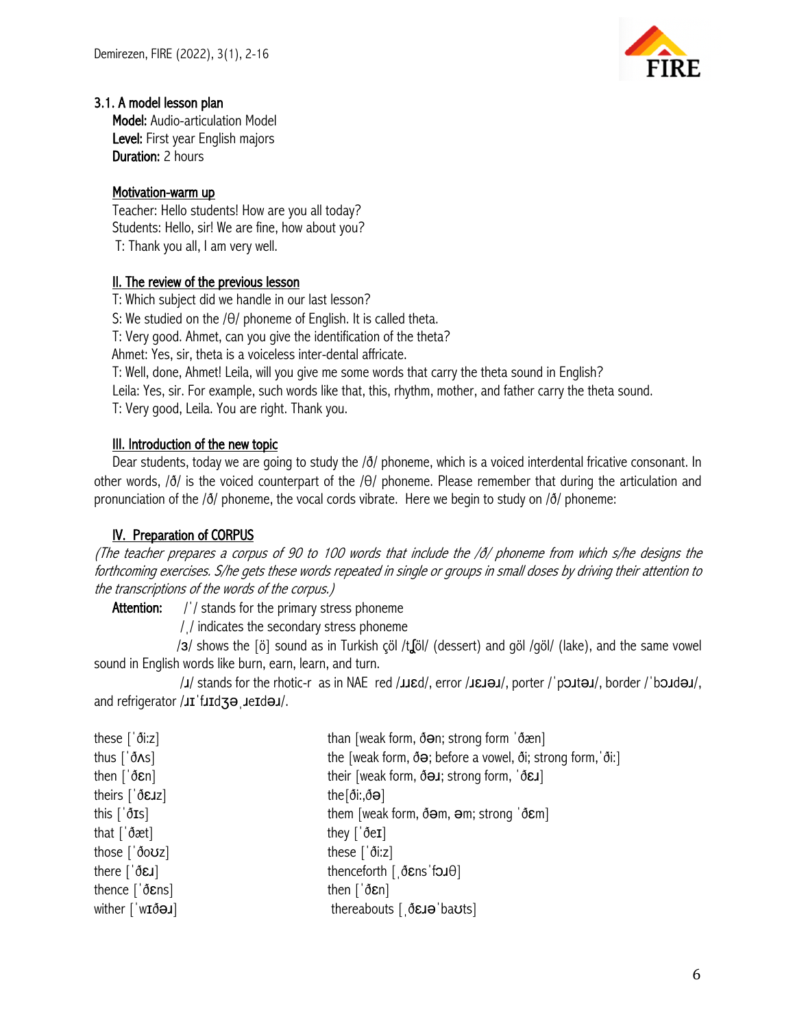### 3.1. A model lesson plan

**Model:** Audio-articulation Model
**Level:** First year English majors
**Duration:** 2 hours

<u>Motivation-warm up</u>

Teacher: Hello students! How are you all today?
Students: Hello, sir! We are fine, how about you?
T: Thank you all, I am very well.

<u>II. The review of the previous lesson</u>

T: Which subject did we handle in our last lesson?
S: We studied on the /θ/ phoneme of English. It is called theta.
T: Very good. Ahmet, can you give the identification of the theta?
Ahmet: Yes, sir, theta is a voiceless inter-dental affricate.
T: Well, done, Ahmet! Leila, will you give me some words that carry the theta sound in English?
Leila: Yes, sir. For example, such words like that, this, rhythm, mother, and father carry the theta sound.
T: Very good, Leila. You are right. Thank you.

<u>III. Introduction of the new topic</u>

Dear students, today we are going to study the /ð/ phoneme, which is a voiced interdental fricative consonant. In other words, /ð/ is the voiced counterpart of the /θ/ phoneme. Please remember that during the articulation and pronunciation of the /ð/ phoneme, the vocal cords vibrate. Here we begin to study on /ð/ phoneme:

<u>IV. Preparation of CORPUS</u>

*(The teacher prepares a corpus of 90 to 100 words that include the /ð/ phoneme from which s/he designs the forthcoming exercises. S/he gets these words repeated in single or groups in small doses by driving their attention to the transcriptions of the words of the corpus.)*

**Attention:** /ˈ/ stands for the primary stress phoneme

/ˌ/ indicates the secondary stress phoneme

/ɜ/ shows the [ö] sound as in Turkish çöl /tʃöl/ (dessert) and göl /göl/ (lake), and the same vowel sound in English words like burn, earn, learn, and turn.

/ɹ/ stands for the rhotic-r as in NAE red /ɹɛd/, error /ɹɛɹəɹ/, porter /ˈpɔɹtəɹ/, border /ˈbɔɹdəɹ/, and refrigerator /ɹɪˈfɹɪdʒəˌɹeɪdəɹ/.

these [ˈðiːz]
thus [ˈðʌs]
then [ˈðɛn]
theirs [ˈðɛɹz]
this [ˈðɪs]
that [ˈðæt]
those [ˈðoʊz]
there [ˈðɛɹ]
thence [ˈðɛns]
wither [ˈwɪðəɹ]
than [weak form, ðən; strong form ˈðæn]
the [weak form, ðə; before a vowel, ði; strong form,ˈðiː]
their [weak form, ðəɹ; strong form, ˈðɛɹ]
the[ðiː,ðə]
them [weak form, ðəm, əm; strong ˈðɛm]
they [ˈðeɪ]
these [ˈðiːz]
thenceforth [ˌðɛnsˈfɔɹθ]
then [ˈðɛn]
thereabouts [ˌðɛɹəˈbaʊts]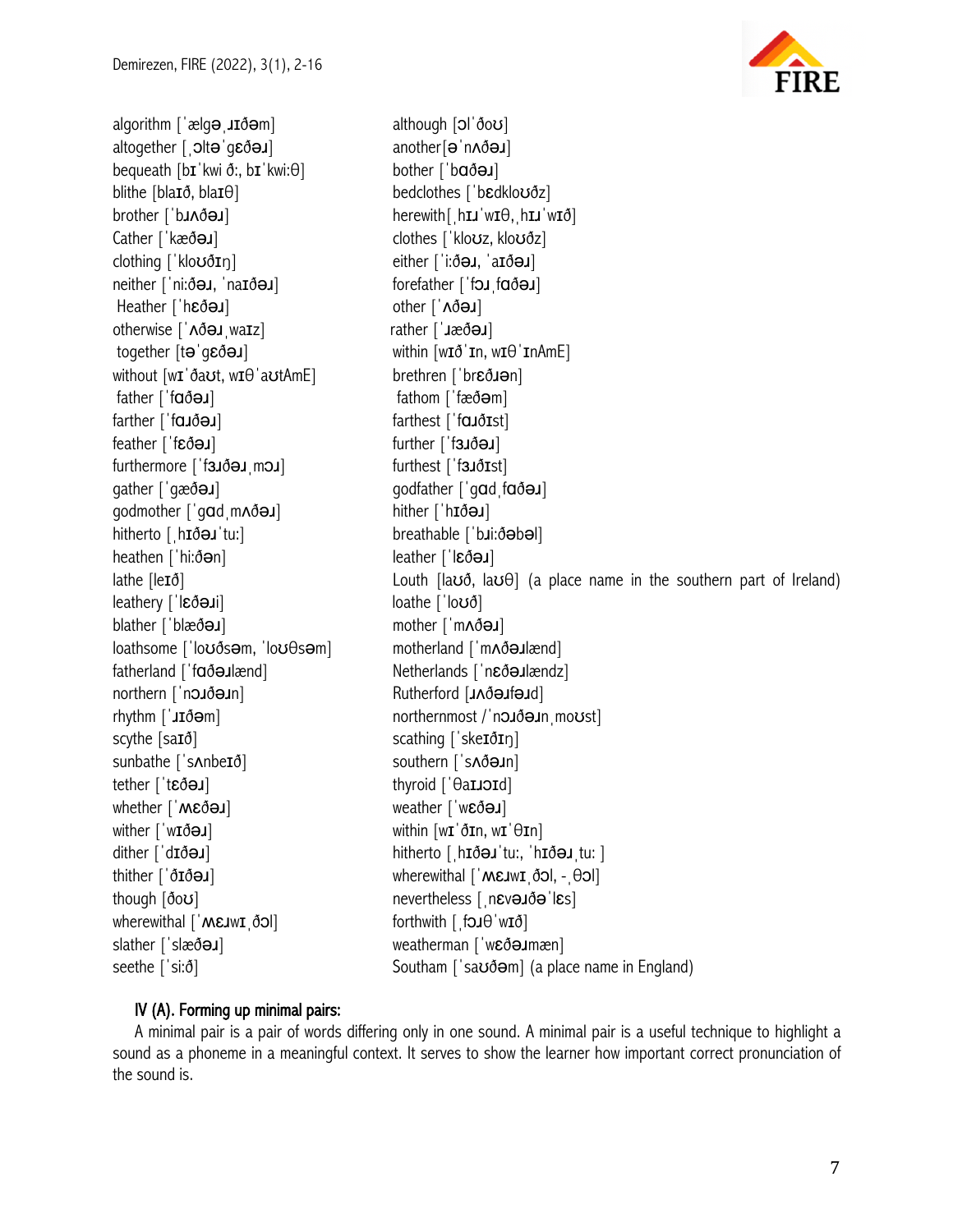algorithm [ˈælgəˌɹɪðəm]
altogether [ˌɔltəˈgɛðəɹ]
bequeath [bɪˈkwi ð:, bɪˈkwi:θ]
blithe [blaɪð, blaɪθ]
brother [ˈbɹʌðəɹ]
Cather [ˈkæðəɹ]
clothing [ˈkloʊðɪŋ]
neither [ˈni:ðəɹ, ˈnaɪðəɹ]
Heather [ˈhɛðəɹ]
otherwise [ˈʌðəɹˌwaɪz]
together [təˈgɛðəɹ]
without [wɪˈðaʊt, wɪθˈaʊtAmE]
father [ˈfɑðəɹ]
farther [ˈfɑɹðəɹ]
feather [ˈfɛðəɹ]
furthermore [ˈfɜɹðəɹˌmɔɹ]
gather [ˈgæðəɹ]
godmother [ˈgɑdˌmʌðəɹ]
hitherto [ˌhɪðəɹˈtu:]
heathen [ˈhi:ðən]
lathe [leɪð]
leathery [ˈlɛðəɹi]
blather [ˈblæðəɹ]
loathsome [ˈloʊðsəm, ˈloʊθsəm]
fatherland [ˈfɑðəɹlænd]
northern [ˈnɔɹðəɹn]
rhythm [ˈɹɪðəm]
scythe [saɪð]
sunbathe [ˈsʌnbeɪð]
tether [ˈtɛðəɹ]
whether [ˈʍɛðəɹ]
wither [ˈwɪðəɹ]
dither [ˈdɪðəɹ]
thither [ˈðɪðəɹ]
though [ðoʊ]
wherewithal [ˈʍɛɹwɪˌðɔl]
slather [ˈslæðəɹ]
seethe [ˈsi:ð]
although [ɔlˈðoʊ]
another [əˈnʌðəɹ]
bother [ˈbɑðəɹ]
bedclothes [ˈbɛdkloʊðz]
herewith [ˌhɪɹˈwɪθ, ˌhɪɹˈwɪð]
clothes [ˈkloʊz, kloʊðz]
either [ˈi:ðəɹ, ˈaɪðəɹ]
forefather [ˈfɔɹˌfɑðəɹ]
other [ˈʌðəɹ]
rather [ˈɹæðəɹ]
within [wɪðˈɪn, wɪθˈɪnAmE]
brethren [ˈbrɛðɹən]
fathom [ˈfæðəm]
farthest [ˈfɑɹðɪst]
further [ˈfɜɹðəɹ]
furthest [ˈfɜɹðɪst]
godfather [ˈgɑdˌfɑðəɹ]
hither [ˈhɪðəɹ]
breathable [ˈbɹi:ðəbəl]
leather [ˈlɛðəɹ]
Louth [laʊð, laʊθ] (a place name in the southern part of Ireland)
loathe [ˈloʊð]
mother [ˈmʌðəɹ]
motherland [ˈmʌðəɹlænd]
Netherlands [ˈnɛðəɹləndz]
Rutherford [ɹʌðəɹfəɹd]
northernmost /ˈnɔɹðəɹnˌmoʊst]
scathing [ˈskeɪðɪŋ]
southern [ˈsʌðəɹn]
thyroid [ˈθaɪɹɔɪd]
weather [ˈwɛðəɹ]
within [wɪˈðɪn, wɪˈθɪn]
hitherto [ˌhɪðəɹˈtu:, ˈhɪðəɹˌtu: ]
wherewithal [ˈʍɛɹwɪˌðɔl, -ˌθɔl]
nevertheless [ˌnɛvəɹðəˈlɛs]
forthwith [ˌfɔɹθˈwɪð]
weatherman [ˈwɛðəɹmæn]
Southam [ˈsaʊðəm] (a place name in England)

### IV (A). Forming up minimal pairs:

A minimal pair is a pair of words differing only in one sound. A minimal pair is a useful technique to highlight a sound as a phoneme in a meaningful context. It serves to show the learner how important correct pronunciation of the sound is.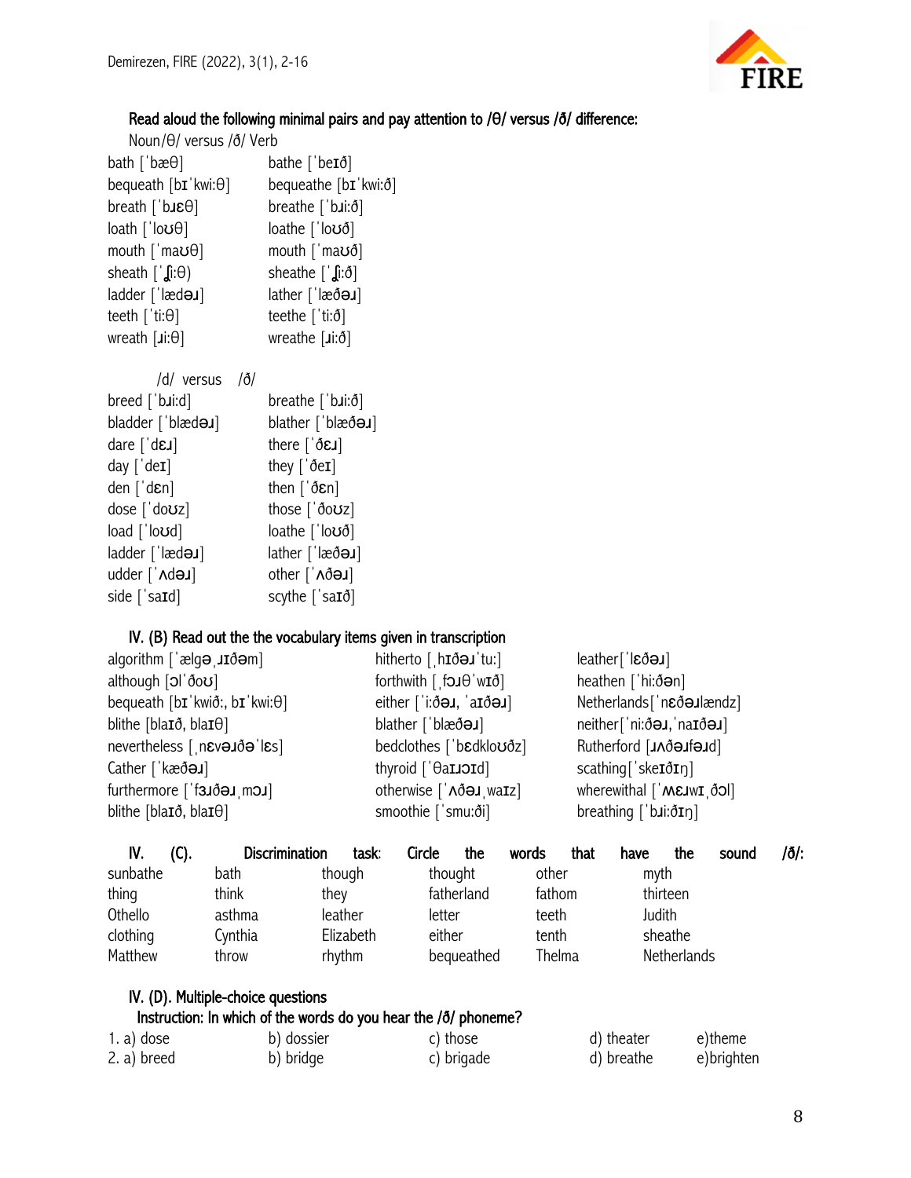**Read aloud the following minimal pairs and pay attention to /θ/ versus /ð/ difference:**

| Noun/θ/ versus /ð/ Verb | |
|---|---|
| bath [ˈbæθ] | bathe [ˈbeɪð] |
| bequeath [bɪˈkwi:θ] | bequeathe [bɪˈkwi:ð] |
| breath [ˈbɹɛθ] | breathe [ˈbɹi:ð] |
| loath [ˈloʊθ] | loathe [ˈloʊð] |
| mouth [ˈmaʊθ] | mouth [ˈmaʊð] |
| sheath [ˈʃi:θ) | sheathe [ˈʃi:ð] |
| ladder [ˈlædəɹ] | lather [ˈlæðəɹ] |
| teeth [ˈti:θ] | teethe [ˈti:ð] |
| wreath [ɹi:θ] | wreathe [ɹi:ð] |

| /d/ versus | /ð/ |
|---|---|
| breed [ˈbɹi:d] | breathe [ˈbɹi:ð] |
| bladder [ˈblædəɹ] | blather [ˈblæðəɹ] |
| dare [ˈdɛɹ] | there [ˈðɛɹ] |
| day [ˈdeɪ] | they [ˈðeɪ] |
| den [ˈdɛn] | then [ˈðɛn] |
| dose [ˈdoʊz] | those [ˈðoʊz] |
| load [ˈloʊd] | loathe [ˈloʊð] |
| ladder [ˈlædəɹ] | lather [ˈlæðəɹ] |
| udder [ˈʌdəɹ] | other [ˈʌðəɹ] |
| side [ˈsaɪd] | scythe [ˈsaɪð] |

**IV. (B) Read out the the vocabulary items given in transcription**

| | | |
|---|---|---|
| algorithm [ˈælgəˌɹɪðəm] | hitherto [ˌhɪðəɹˈtu:] | leather[ˈlɛðəɹ] |
| although [ɔlˈðoʊ] | forthwith [ˌfɔɹθˈwɪð] | heathen [ˈhi:ðən] |
| bequeath [bɪˈkwið:, bɪˈkwi:θ] | either [ˈi:ðəɹ, ˈaɪðəɹ] | Netherlands[ˈnɛðəɹlændz] |
| blithe [blaɪð, blaɪθ] | blather [ˈblæðəɹ] | neither[ˈni:ðəɹ,ˈnaɪðəɹ] |
| nevertheless [ˌnɛvəɹðəˈlɛs] | bedclothes [ˈbɛdkloʊðz] | Rutherford [ɹʌðəɹfəɹd] |
| Cather [ˈkæðəɹ] | thyroid [ˈθaɪɹɔɪd] | scathing[ˈskeɪðɪŋ] |
| furthermore [ˈfɜɹðəɹˌmɔɹ] | otherwise [ˈʌðəɹˌwaɪz] | wherewithal [ˈʍɛɹwɪˌðɔl] |
| blithe [blaɪð, blaɪθ] | smoothie [ˈsmu:ði] | breathing [ˈbɹi:ðɪŋ] |

**IV. (C). Discrimination task: Circle the words that have the sound /ð/:**

| | | | | | |
|---|---|---|---|---|---|
| sunbathe | bath | though | thought | other | myth |
| thing | think | they | fatherland | fathom | thirteen |
| Othello | asthma | leather | letter | teeth | Judith |
| clothing | Cynthia | Elizabeth | either | tenth | sheathe |
| Matthew | throw | rhythm | bequeathed | Thelma | Netherlands |

**IV. (D). Multiple-choice questions**

**Instruction: In which of the words do you hear the /ð/ phoneme?**

1. a) dose b) dossier c) those d) theater e)theme
2. a) breed b) bridge c) brigade d) breathe e)brighten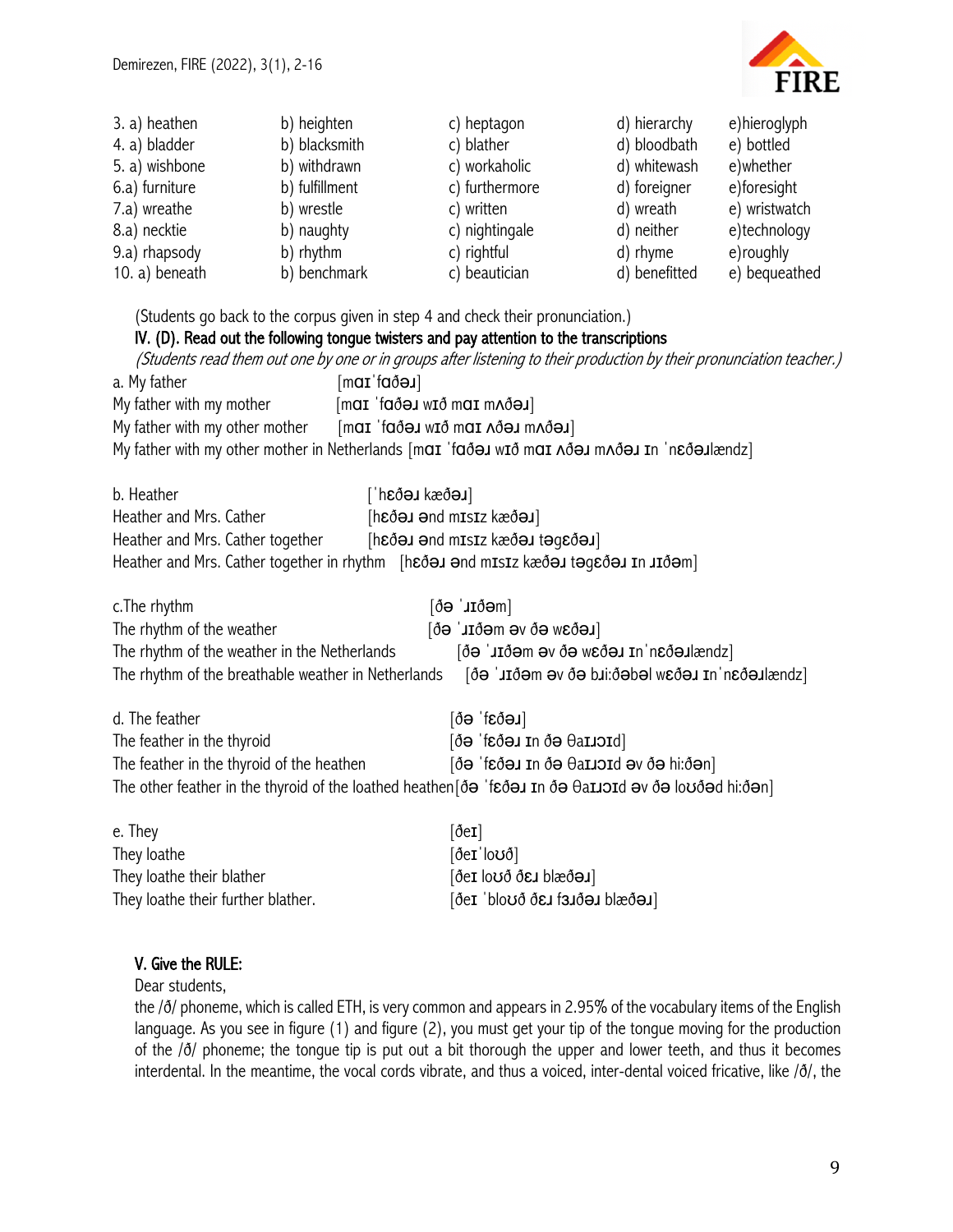| 3. a) heathen | b) heighten | c) heptagon | d) hierarchy | e)hieroglyph |
|---|---|---|---|---|
| 4. a) bladder | b) blacksmith | c) blather | d) bloodbath | e) bottled |
| 5. a) wishbone | b) withdrawn | c) workaholic | d) whitewash | e)whether |
| 6.a) furniture | b) fulfillment | c) furthermore | d) foreigner | e)foresight |
| 7.a) wreathe | b) wrestle | c) written | d) wreath | e) wristwatch |
| 8.a) necktie | b) naughty | c) nightingale | d) neither | e)technology |
| 9.a) rhapsody | b) rhythm | c) rightful | d) rhyme | e)roughly |
| 10. a) beneath | b) benchmark | c) beautician | d) benefitted | e) bequeathed |

(Students go back to the corpus given in step 4 and check their pronunciation.)

**IV. (D). Read out the following tongue twisters and pay attention to the transcriptions**

*(Students read them out one by one or in groups after listening to their production by their pronunciation teacher.)*

a. My father [mɑɪˈfɑðəɹ]
My father with my mother [mɑɪ ˈfɑðəɹ wɪð mɑɪ mʌðəɹ]
My father with my other mother [mɑɪ ˈfɑðəɹ wɪð mɑɪ ʌðəɹ mʌðəɹ]
My father with my other mother in Netherlands [mɑɪ ˈfɑðəɹ wɪð mɑɪ ʌðəɹ mʌðəɹ ɪn ˈnɛðəɹlændz]

b. Heather [ˈhɛðəɹ kæðəɹ]
Heather and Mrs. Cather [hɛðəɹ ənd mɪsɪz kæðəɹ]
Heather and Mrs. Cather together [hɛðəɹ ənd mɪsɪz kæðəɹ təgɛðəɹ]
Heather and Mrs. Cather together in rhythm [hɛðəɹ ənd mɪsɪz kæðəɹ təgɛðəɹ ɪn ɹɪðəm]

c.The rhythm [ðə ˈɹɪðəm]
The rhythm of the weather [ðə ˈɹɪðəm əv ðə wɛðəɹ]
The rhythm of the weather in the Netherlands [ðə ˈɹɪðəm əv ðə wɛðəɹ ɪnˈnɛðəɹlændz]
The rhythm of the breathable weather in Netherlands [ðə ˈɹɪðəm əv ðə bɹiːðəbəl wɛðəɹ ɪnˈnɛðəɹlændz]

d. The feather [ðə ˈfɛðəɹ]
The feather in the thyroid [ðə ˈfɛðəɹ ɪn ðə θaɪɹɔɪd]
The feather in the thyroid of the heathen [ðə ˈfɛðəɹ ɪn ðə θaɪɹɔɪd əv ðə hiːðən]
The other feather in the thyroid of the loathed heathen [ðə ˈfɛðəɹ ɪn ðə θaɪɹɔɪd əv ðə loʊðəd hiːðən]

e. They [ðeɪ]
They loathe [ðeɪˈloʊð]
They loathe their blather [ðeɪ loʊð ðɛɹ blæðəɹ]
They loathe their further blather. [ðeɪ ˈbloʊð ðɛɹ fɜɹðəɹ blæðəɹ]

**V. Give the RULE:**

Dear students,

the /ð/ phoneme, which is called ETH, is very common and appears in 2.95% of the vocabulary items of the English language. As you see in figure (1) and figure (2), you must get your tip of the tongue moving for the production of the /ð/ phoneme; the tongue tip is put out a bit thorough the upper and lower teeth, and thus it becomes interdental. In the meantime, the vocal cords vibrate, and thus a voiced, inter-dental voiced fricative, like /ð/, the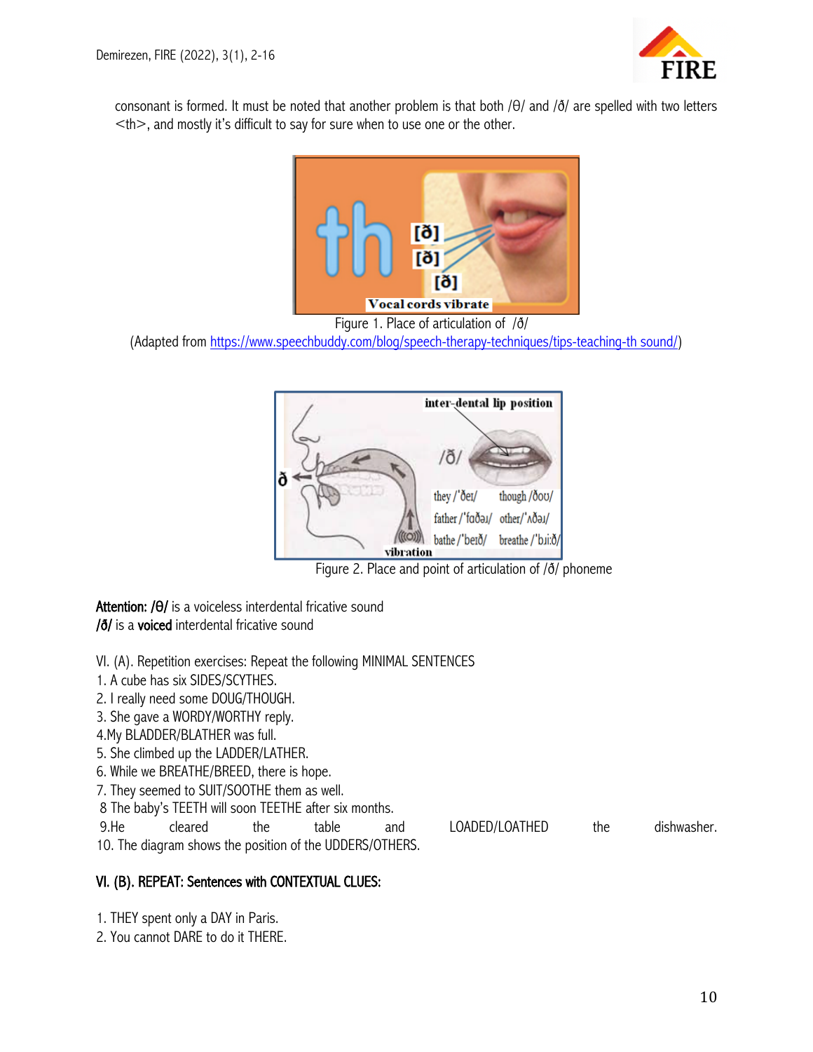consonant is formed. It must be noted that another problem is that both /θ/ and /ð/ are spelled with two letters <th>, and mostly it's difficult to say for sure when to use one or the other.

Figure 1. Place of articulation of /ð/
(Adapted from https://www.speechbuddy.com/blog/speech-therapy-techniques/tips-teaching-th sound/)

Figure 2. Place and point of articulation of /ð/ phoneme

**Attention: /θ/** is a voiceless interdental fricative sound
**/ð/** is a **voiced** interdental fricative sound

VI. (A). Repetition exercises: Repeat the following MINIMAL SENTENCES

1. A cube has six SIDES/SCYTHES.
2. I really need some DOUG/THOUGH.
3. She gave a WORDY/WORTHY reply.
4. My BLADDER/BLATHER was full.
5. She climbed up the LADDER/LATHER.
6. While we BREATHE/BREED, there is hope.
7. They seemed to SUIT/SOOTHE them as well.
8. The baby's TEETH will soon TEETHE after six months.
9. He cleared the table and LOADED/LOATHED the dishwasher.
10. The diagram shows the position of the UDDERS/OTHERS.

**VI. (B). REPEAT: Sentences with CONTEXTUAL CLUES:**

1. THEY spent only a DAY in Paris.
2. You cannot DARE to do it THERE.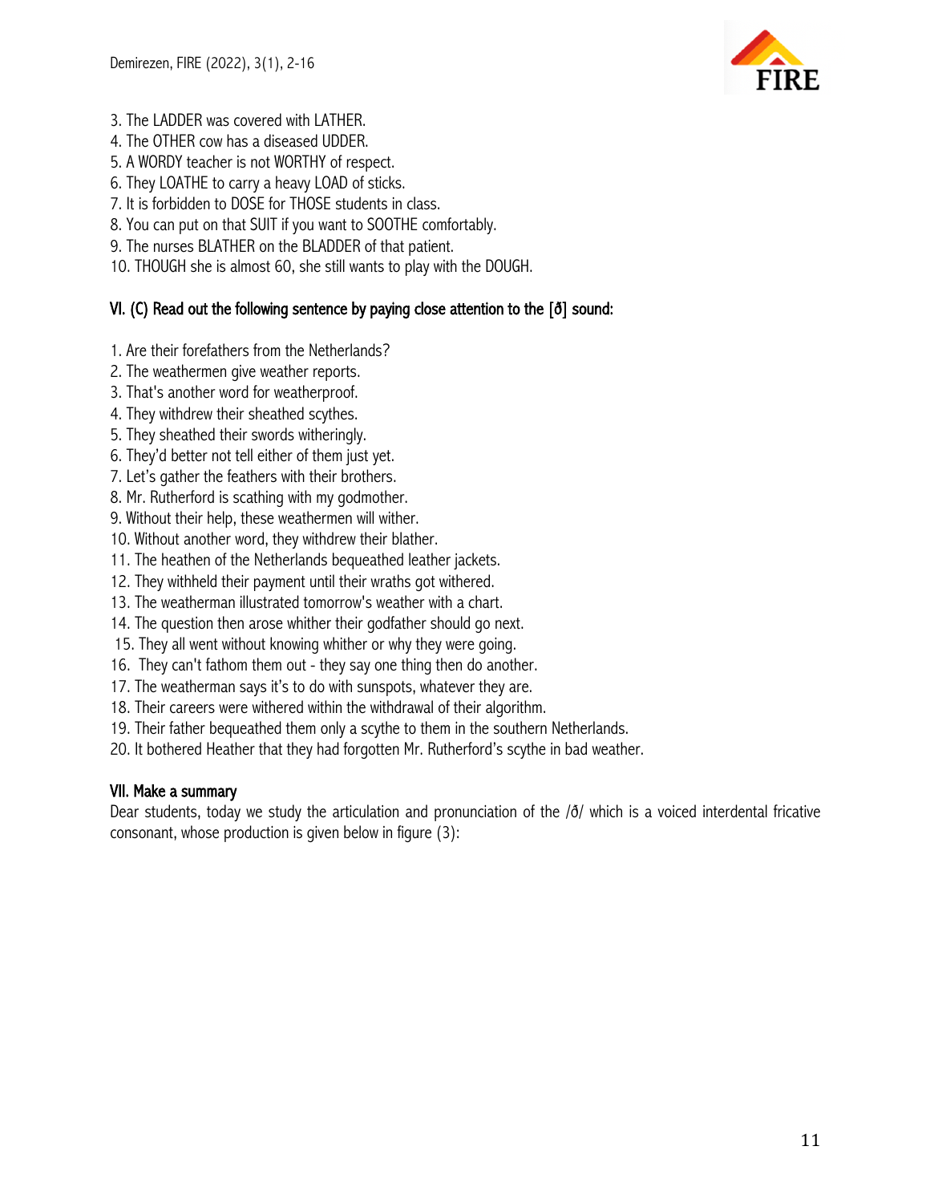3. The LADDER was covered with LATHER.
4. The OTHER cow has a diseased UDDER.
5. A WORDY teacher is not WORTHY of respect.
6. They LOATHE to carry a heavy LOAD of sticks.
7. It is forbidden to DOSE for THOSE students in class.
8. You can put on that SUIT if you want to SOOTHE comfortably.
9. The nurses BLATHER on the BLADDER of that patient.
10. THOUGH she is almost 60, she still wants to play with the DOUGH.

## VI. (C) Read out the following sentence by paying close attention to the [ð] sound:

1. Are their forefathers from the Netherlands?
2. The weathermen give weather reports.
3. That's another word for weatherproof.
4. They withdrew their sheathed scythes.
5. They sheathed their swords witheringly.
6. They'd better not tell either of them just yet.
7. Let's gather the feathers with their brothers.
8. Mr. Rutherford is scathing with my godmother.
9. Without their help, these weathermen will wither.
10. Without another word, they withdrew their blather.
11. The heathen of the Netherlands bequeathed leather jackets.
12. They withheld their payment until their wraths got withered.
13. The weatherman illustrated tomorrow's weather with a chart.
14. The question then arose whither their godfather should go next.
15. They all went without knowing whither or why they were going.
16. They can't fathom them out - they say one thing then do another.
17. The weatherman says it's to do with sunspots, whatever they are.
18. Their careers were withered within the withdrawal of their algorithm.
19. Their father bequeathed them only a scythe to them in the southern Netherlands.
20. It bothered Heather that they had forgotten Mr. Rutherford's scythe in bad weather.

## VII. Make a summary

Dear students, today we study the articulation and pronunciation of the /ð/ which is a voiced interdental fricative consonant, whose production is given below in figure (3):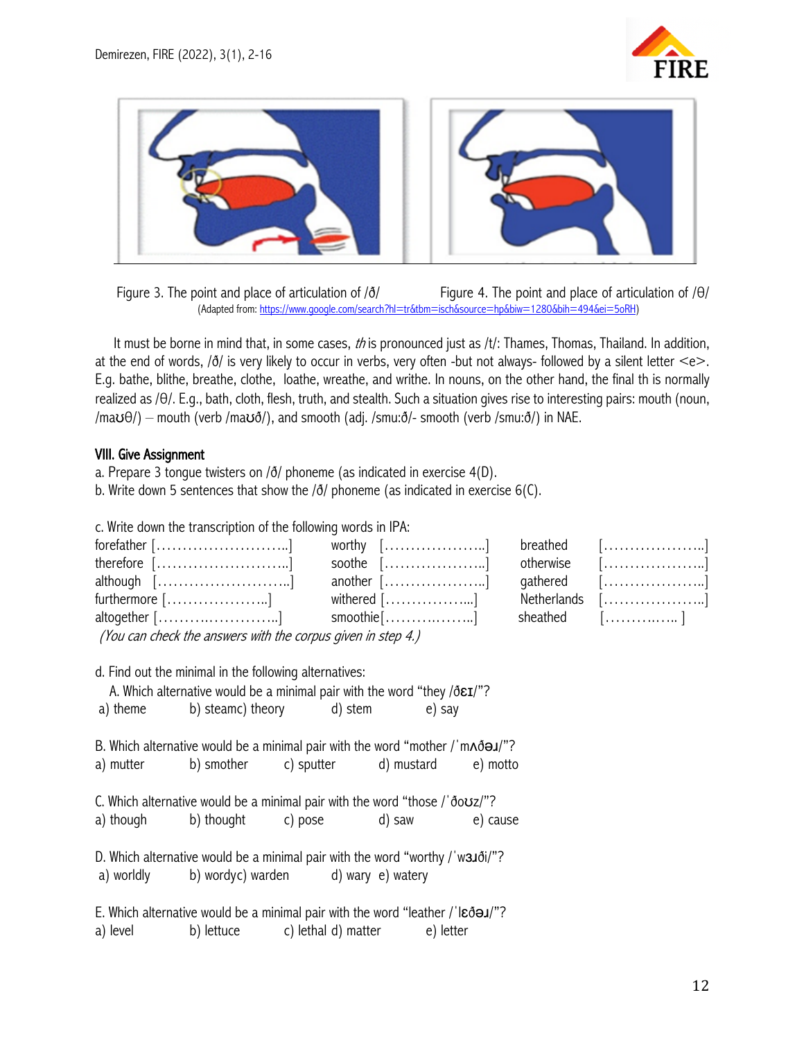Figure 3. The point and place of articulation of /ð/ Figure 4. The point and place of articulation of /θ/

(Adapted from: https://www.google.com/search?hl=tr&tbm=isch&source=hp&biw=1280&bih=494&ei=5oRH)

It must be borne in mind that, in some cases, *th* is pronounced just as /t/: Thames, Thomas, Thailand. In addition, at the end of words, /ð/ is very likely to occur in verbs, very often -but not always- followed by a silent letter <e>. E.g. bathe, blithe, breathe, clothe, loathe, wreathe, and writhe. In nouns, on the other hand, the final th is normally realized as /θ/. E.g., bath, cloth, flesh, truth, and stealth. Such a situation gives rise to interesting pairs: mouth (noun, /maʊθ/) – mouth (verb /maʊð/), and smooth (adj. /smu:ð/- smooth (verb /smu:ð/) in NAE.

## VIII. Give Assignment

a. Prepare 3 tongue twisters on /ð/ phoneme (as indicated in exercise 4(D).

b. Write down 5 sentences that show the /ð/ phoneme (as indicated in exercise 6(C).

c. Write down the transcription of the following words in IPA:

| | | | | | |
|---|---|---|---|---|---|
| forefather | [……………………..] | worthy | [………………..] | breathed | [………………..] |
| therefore | [……………………..] | soothe | [………………..] | otherwise | [………………..] |
| although | [……………………..] | another | [………………..] | gathered | [………………..] |
| furthermore | [………………..] | withered | [……………...] | Netherlands | [………………..] |
| altogether | [……………………..] | smoothie | [………………..] | sheathed | […………… ] |

*(You can check the answers with the corpus given in step 4.)*

d. Find out the minimal in the following alternatives:

A. Which alternative would be a minimal pair with the word "they /ðɛɪ/"?
a) theme b) steamc) theory d) stem e) say

B. Which alternative would be a minimal pair with the word "mother /ˈmʌðəɹ/"?
a) mutter b) smother c) sputter d) mustard e) motto

C. Which alternative would be a minimal pair with the word "those /ˈðoʊz/"?
a) though b) thought c) pose d) saw e) cause

D. Which alternative would be a minimal pair with the word "worthy /ˈwɜɹði/"?
a) worldly b) wordyc) warden d) wary e) watery

E. Which alternative would be a minimal pair with the word "leather /ˈlɛðəɹ/"?
a) level b) lettuce c) lethal d) matter e) letter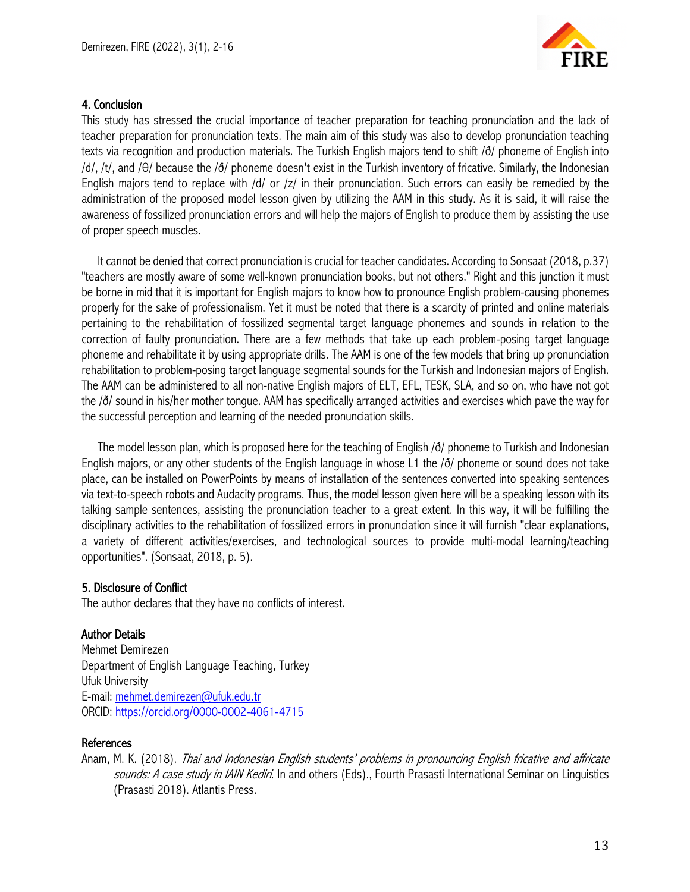## 4. Conclusion

This study has stressed the crucial importance of teacher preparation for teaching pronunciation and the lack of teacher preparation for pronunciation texts. The main aim of this study was also to develop pronunciation teaching texts via recognition and production materials. The Turkish English majors tend to shift /ð/ phoneme of English into /d/, /t/, and /θ/ because the /ð/ phoneme doesn't exist in the Turkish inventory of fricative. Similarly, the Indonesian English majors tend to replace with /d/ or /z/ in their pronunciation. Such errors can easily be remedied by the administration of the proposed model lesson given by utilizing the AAM in this study. As it is said, it will raise the awareness of fossilized pronunciation errors and will help the majors of English to produce them by assisting the use of proper speech muscles.

It cannot be denied that correct pronunciation is crucial for teacher candidates. According to Sonsaat (2018, p.37) "teachers are mostly aware of some well-known pronunciation books, but not others." Right and this junction it must be borne in mid that it is important for English majors to know how to pronounce English problem-causing phonemes properly for the sake of professionalism. Yet it must be noted that there is a scarcity of printed and online materials pertaining to the rehabilitation of fossilized segmental target language phonemes and sounds in relation to the correction of faulty pronunciation. There are a few methods that take up each problem-posing target language phoneme and rehabilitate it by using appropriate drills. The AAM is one of the few models that bring up pronunciation rehabilitation to problem-posing target language segmental sounds for the Turkish and Indonesian majors of English. The AAM can be administered to all non-native English majors of ELT, EFL, TESK, SLA, and so on, who have not got the /ð/ sound in his/her mother tongue. AAM has specifically arranged activities and exercises which pave the way for the successful perception and learning of the needed pronunciation skills.

The model lesson plan, which is proposed here for the teaching of English /ð/ phoneme to Turkish and Indonesian English majors, or any other students of the English language in whose L1 the /ð/ phoneme or sound does not take place, can be installed on PowerPoints by means of installation of the sentences converted into speaking sentences via text-to-speech robots and Audacity programs. Thus, the model lesson given here will be a speaking lesson with its talking sample sentences, assisting the pronunciation teacher to a great extent. In this way, it will be fulfilling the disciplinary activities to the rehabilitation of fossilized errors in pronunciation since it will furnish "clear explanations, a variety of different activities/exercises, and technological sources to provide multi-modal learning/teaching opportunities". (Sonsaat, 2018, p. 5).

## 5. Disclosure of Conflict

The author declares that they have no conflicts of interest.

## Author Details

Mehmet Demirezen
Department of English Language Teaching, Turkey
Ufuk University
E-mail: mehmet.demirezen@ufuk.edu.tr
ORCID: https://orcid.org/0000-0002-4061-4715

## References

Anam, M. K. (2018). *Thai and Indonesian English students' problems in pronouncing English fricative and affricate sounds: A case study in IAIN Kediri.* In and others (Eds)., Fourth Prasasti International Seminar on Linguistics (Prasasti 2018). Atlantis Press.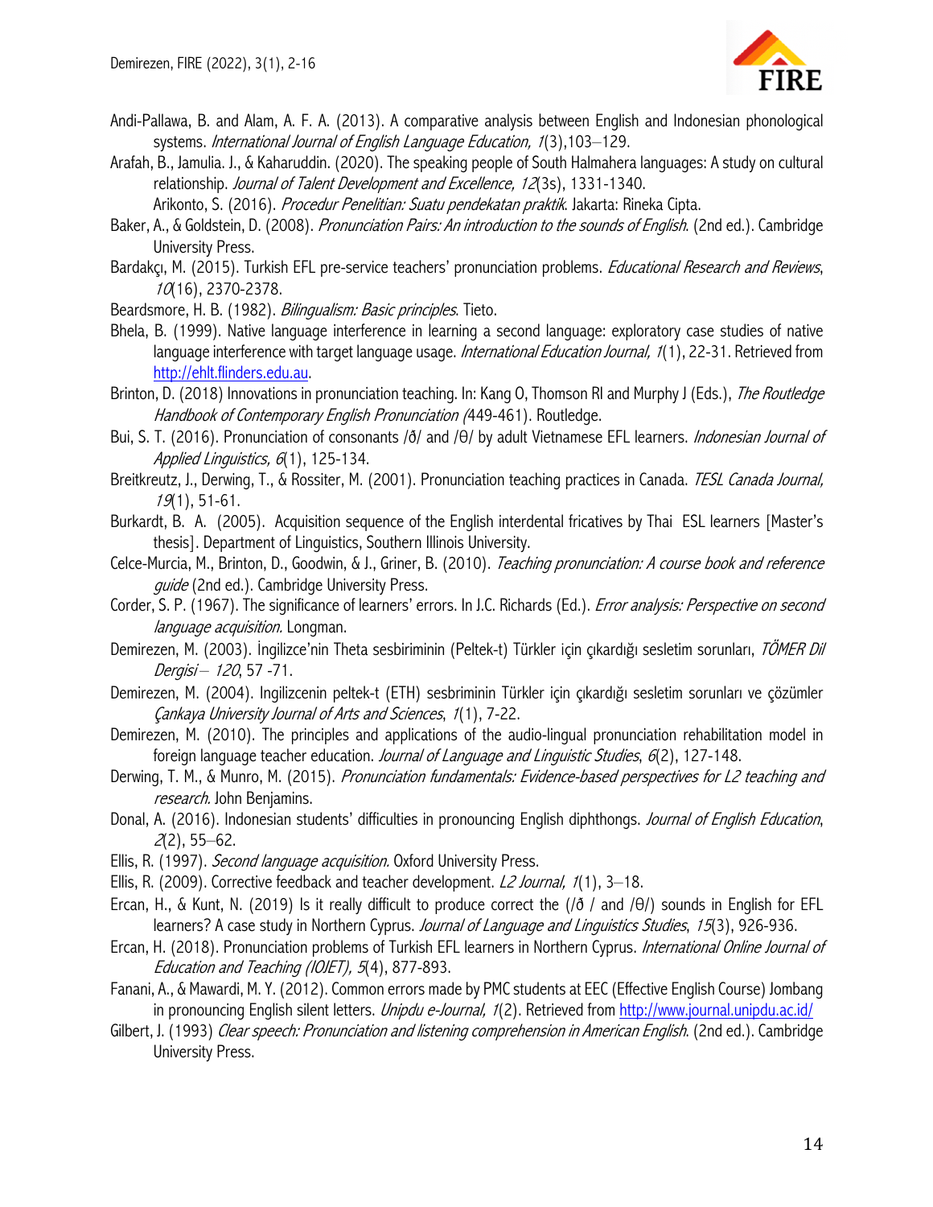Andi-Pallawa, B. and Alam, A. F. A. (2013). A comparative analysis between English and Indonesian phonological systems. *International Journal of English Language Education, 1*(3),103–129.

Arafah, B., Jamulia. J., & Kaharuddin. (2020). The speaking people of South Halmahera languages: A study on cultural relationship. *Journal of Talent Development and Excellence, 12*(3s), 1331-1340.

Arikonto, S. (2016). *Procedur Penelitian: Suatu pendekatan praktik*. Jakarta: Rineka Cipta.

Baker, A., & Goldstein, D. (2008). *Pronunciation Pairs: An introduction to the sounds of English*. (2nd ed.). Cambridge University Press.

Bardakçı, M. (2015). Turkish EFL pre-service teachers' pronunciation problems. *Educational Research and Reviews*, *10*(16), 2370-2378.

Beardsmore, H. B. (1982). *Bilingualism: Basic principles*. Tieto.

Bhela, B. (1999). Native language interference in learning a second language: exploratory case studies of native language interference with target language usage. *International Education Journal, 1*(1), 22-31. Retrieved from http://ehlt.flinders.edu.au.

Brinton, D. (2018) Innovations in pronunciation teaching. In: Kang O, Thomson RI and Murphy J (Eds.), *The Routledge Handbook of Contemporary English Pronunciation (*449-461). Routledge.

Bui, S. T. (2016). Pronunciation of consonants /ð/ and /θ/ by adult Vietnamese EFL learners. *Indonesian Journal of Applied Linguistics, 6*(1), 125-134.

Breitkreutz, J., Derwing, T., & Rossiter, M. (2001). Pronunciation teaching practices in Canada. *TESL Canada Journal, 19*(1), 51-61.

Burkardt, B. A. (2005). Acquisition sequence of the English interdental fricatives by Thai ESL learners [Master's thesis]. Department of Linguistics, Southern Illinois University.

Celce-Murcia, M., Brinton, D., Goodwin, & J., Griner, B. (2010). *Teaching pronunciation: A course book and reference guide* (2nd ed.). Cambridge University Press.

Corder, S. P. (1967). The significance of learners' errors. In J.C. Richards (Ed.). *Error analysis: Perspective on second language acquisition.* Longman.

Demirezen, M. (2003). İngilizce'nin Theta sesbiriminin (Peltek-t) Türkler için çıkardığı sesletim sorunları, *TÖMER Dil Dergisi – 120*, 57 -71.

Demirezen, M. (2004). Ingilizcenin peltek-t (ETH) sesbriminin Türkler için çıkardığı sesletim sorunları ve çözümler *Çankaya University Journal of Arts and Sciences*, *1*(1), 7-22.

Demirezen, M. (2010). The principles and applications of the audio-lingual pronunciation rehabilitation model in foreign language teacher education. *Journal of Language and Linguistic Studies*, *6*(2), 127-148.

Derwing, T. M., & Munro, M. (2015). *Pronunciation fundamentals: Evidence-based perspectives for L2 teaching and research.* John Benjamins.

Donal, A. (2016). Indonesian students' difficulties in pronouncing English diphthongs. *Journal of English Education*, *2*(2), 55–62.

Ellis, R. (1997). *Second language acquisition.* Oxford University Press.

Ellis, R. (2009). Corrective feedback and teacher development. *L2 Journal, 1*(1), 3–18.

Ercan, H., & Kunt, N. (2019) Is it really difficult to produce correct the (/ð / and /θ/) sounds in English for EFL learners? A case study in Northern Cyprus. *Journal of Language and Linguistics Studies*, *15*(3), 926-936.

Ercan, H. (2018). Pronunciation problems of Turkish EFL learners in Northern Cyprus. *International Online Journal of Education and Teaching (IOJET), 5*(4), 877-893.

Fanani, A., & Mawardi, M. Y. (2012). Common errors made by PMC students at EEC (Effective English Course) Jombang in pronouncing English silent letters. *Unipdu e-Journal, 1*(2). Retrieved from http://www.journal.unipdu.ac.id/

Gilbert, J. (1993) *Clear speech: Pronunciation and listening comprehension in American English*. (2nd ed.). Cambridge University Press.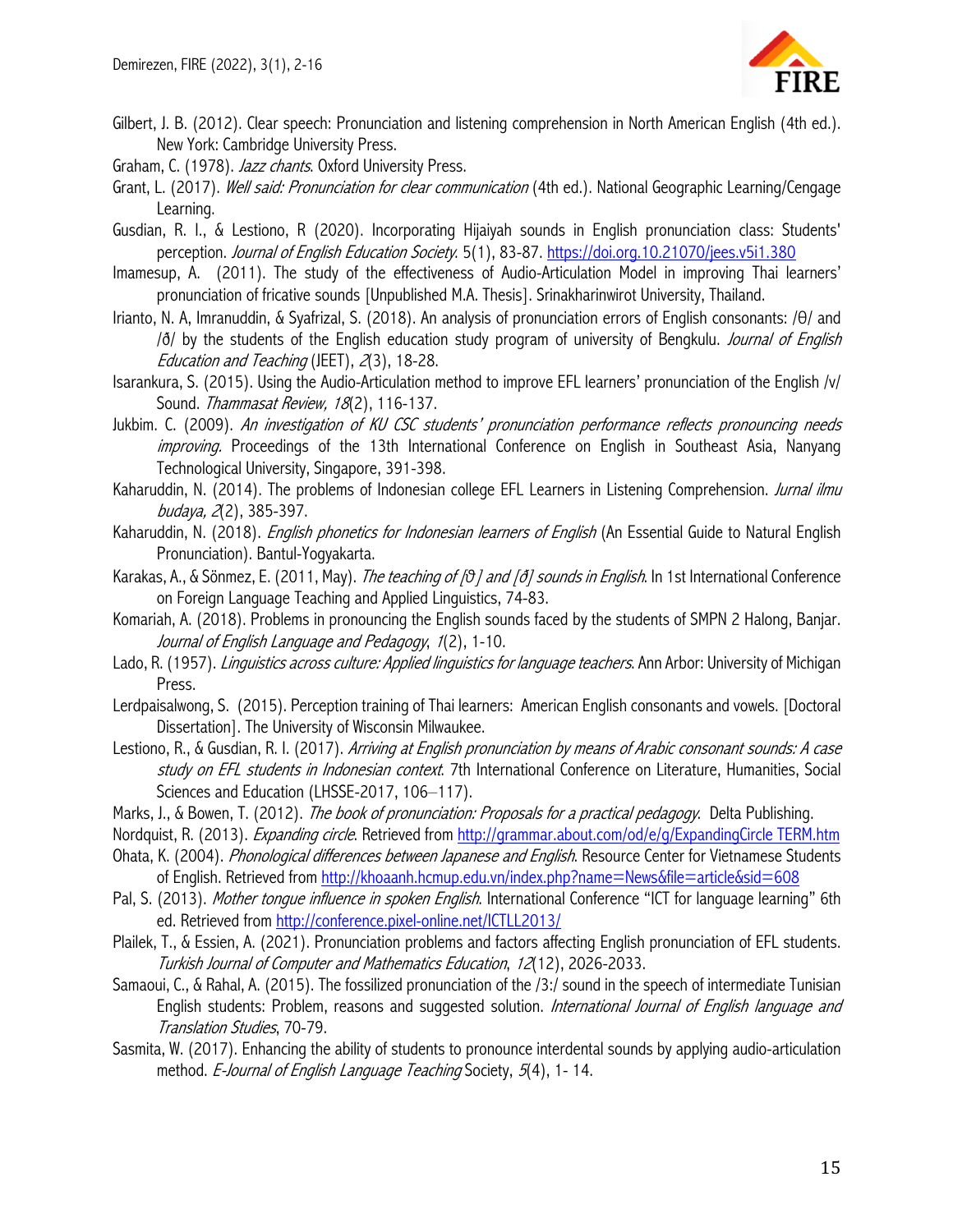Gilbert, J. B. (2012). Clear speech: Pronunciation and listening comprehension in North American English (4th ed.). New York: Cambridge University Press.

Graham, C. (1978). *Jazz chants*. Oxford University Press.

Grant, L. (2017). *Well said: Pronunciation for clear communication* (4th ed.). National Geographic Learning/Cengage Learning.

Gusdian, R. I., & Lestiono, R (2020). Incorporating Hijaiyah sounds in English pronunciation class: Students' perception. *Journal of English Education Society*. 5(1), 83-87. https://doi.org.10.21070/jees.v5i1.380

Imamesup, A. (2011). The study of the effectiveness of Audio-Articulation Model in improving Thai learners' pronunciation of fricative sounds [Unpublished M.A. Thesis]. Srinakharinwirot University, Thailand.

Irianto, N. A, Imranuddin, & Syafrizal, S. (2018). An analysis of pronunciation errors of English consonants: /θ/ and /ð/ by the students of the English education study program of university of Bengkulu. *Journal of English Education and Teaching* (JEET), *2*(3), 18-28.

Isarankura, S. (2015). Using the Audio-Articulation method to improve EFL learners' pronunciation of the English /v/ Sound. *Thammasat Review, 18*(2), 116-137.

Jukbim. C. (2009). *An investigation of KU CSC students' pronunciation performance reflects pronouncing needs improving.* Proceedings of the 13th International Conference on English in Southeast Asia, Nanyang Technological University, Singapore, 391-398.

Kaharuddin, N. (2014). The problems of Indonesian college EFL Learners in Listening Comprehension. *Jurnal ilmu budaya, 2*(2), 385-397.

Kaharuddin, N. (2018). *English phonetics for Indonesian learners of English* (An Essential Guide to Natural English Pronunciation). Bantul-Yogyakarta.

Karakas, A., & Sönmez, E. (2011, May). *The teaching of [θ] and [ð] sounds in English*. In 1st International Conference on Foreign Language Teaching and Applied Linguistics, 74-83.

Komariah, A. (2018). Problems in pronouncing the English sounds faced by the students of SMPN 2 Halong, Banjar. *Journal of English Language and Pedagogy*, *1*(2), 1-10.

Lado, R. (1957). *Linguistics across culture: Applied linguistics for language teachers*. Ann Arbor: University of Michigan Press.

Lerdpaisalwong, S. (2015). Perception training of Thai learners: American English consonants and vowels. [Doctoral Dissertation]. The University of Wisconsin Milwaukee.

Lestiono, R., & Gusdian, R. I. (2017). *Arriving at English pronunciation by means of Arabic consonant sounds: A case study on EFL students in Indonesian context*. 7th International Conference on Literature, Humanities, Social Sciences and Education (LHSSE-2017, 106–117).

Marks, J., & Bowen, T. (2012). *The book of pronunciation: Proposals for a practical pedagogy*. Delta Publishing.

Nordquist, R. (2013). *Expanding circle*. Retrieved from http://grammar.about.com/od/e/g/ExpandingCircle TERM.htm

Ohata, K. (2004). *Phonological differences between Japanese and English*. Resource Center for Vietnamese Students of English. Retrieved from http://khoaanh.hcmup.edu.vn/index.php?name=News&file=article&sid=608

Pal, S. (2013). *Mother tongue influence in spoken English*. International Conference "ICT for language learning" 6th ed. Retrieved from http://conference.pixel-online.net/ICTLL2013/

Plailek, T., & Essien, A. (2021). Pronunciation problems and factors affecting English pronunciation of EFL students. *Turkish Journal of Computer and Mathematics Education*, *12*(12), 2026-2033.

Samaoui, C., & Rahal, A. (2015). The fossilized pronunciation of the /3:/ sound in the speech of intermediate Tunisian English students: Problem, reasons and suggested solution. *International Journal of English language and Translation Studies*, 70-79.

Sasmita, W. (2017). Enhancing the ability of students to pronounce interdental sounds by applying audio-articulation method. *E-Journal of English Language Teaching* Society, *5*(4), 1- 14.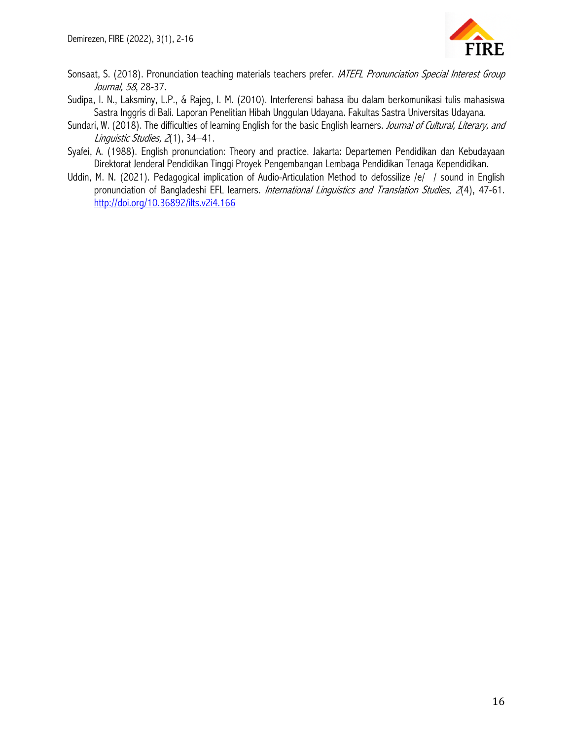Sonsaat, S. (2018). Pronunciation teaching materials teachers prefer. *IATEFL Pronunciation Special Interest Group Journal, 58*, 28-37.

Sudipa, I. N., Laksminy, L.P., & Rajeg, I. M. (2010). Interferensi bahasa ibu dalam berkomunikasi tulis mahasiswa Sastra Inggris di Bali. Laporan Penelitian Hibah Unggulan Udayana. Fakultas Sastra Universitas Udayana.

Sundari, W. (2018). The difficulties of learning English for the basic English learners. *Journal of Cultural, Literary, and Linguistic Studies, 2*(1), 34–41.

Syafei, A. (1988). English pronunciation: Theory and practice. Jakarta: Departemen Pendidikan dan Kebudayaan Direktorat Jenderal Pendidikan Tinggi Proyek Pengembangan Lembaga Pendidikan Tenaga Kependidikan.

Uddin, M. N. (2021). Pedagogical implication of Audio-Articulation Method to defossilize /e/ / sound in English pronunciation of Bangladeshi EFL learners. *International Linguistics and Translation Studies*, *2*(4), 47-61. http://doi.org/10.36892/ilts.v2i4.166